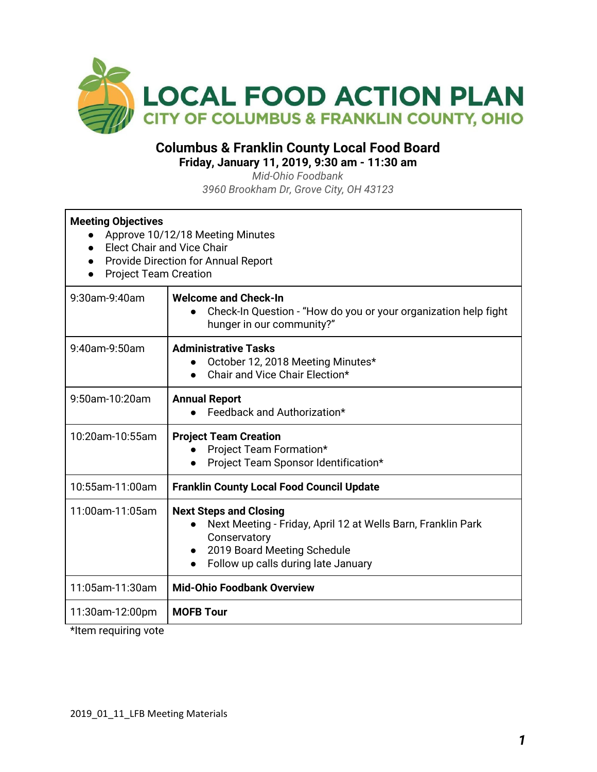# LOCAL FOOD ACTION PLAN

## CITY OF COLUMBUS & FRANKLIN COUNTY, OHIO

## Columbus & Franklin County Local Food Board

**Friday, January 11, 2019, 9:30 am - 11:30 am**

*Mid-Ohio Foodbank*

*3960 Brookham Dr, Grove City, OH 43123*

**Meeting Objectives**

- Approve 10/12/18 Meeting Minutes
- Elect Chair and Vice Chair
- Provide Direction for Annual Report
- Project Team Creation

| Time | Agenda Item |
| --- | --- |
| 9:30am-9:40am | **Welcome and Check-In**<br>● Check-In Question - "How do you or your organization help fight hunger in our community?" |
| 9:40am-9:50am | **Administrative Tasks**<br>● October 12, 2018 Meeting Minutes*<br>● Chair and Vice Chair Election* |
| 9:50am-10:20am | **Annual Report**<br>● Feedback and Authorization* |
| 10:20am-10:55am | **Project Team Creation**<br>● Project Team Formation*<br>● Project Team Sponsor Identification* |
| 10:55am-11:00am | **Franklin County Local Food Council Update** |
| 11:00am-11:05am | **Next Steps and Closing**<br>● Next Meeting - Friday, April 12 at Wells Barn, Franklin Park Conservatory<br>● 2019 Board Meeting Schedule<br>● Follow up calls during late January |
| 11:05am-11:30am | **Mid-Ohio Foodbank Overview** |
| 11:30am-12:00pm | **MOFB Tour** |

*Item requiring vote

2019_01_11_LFB Meeting Materials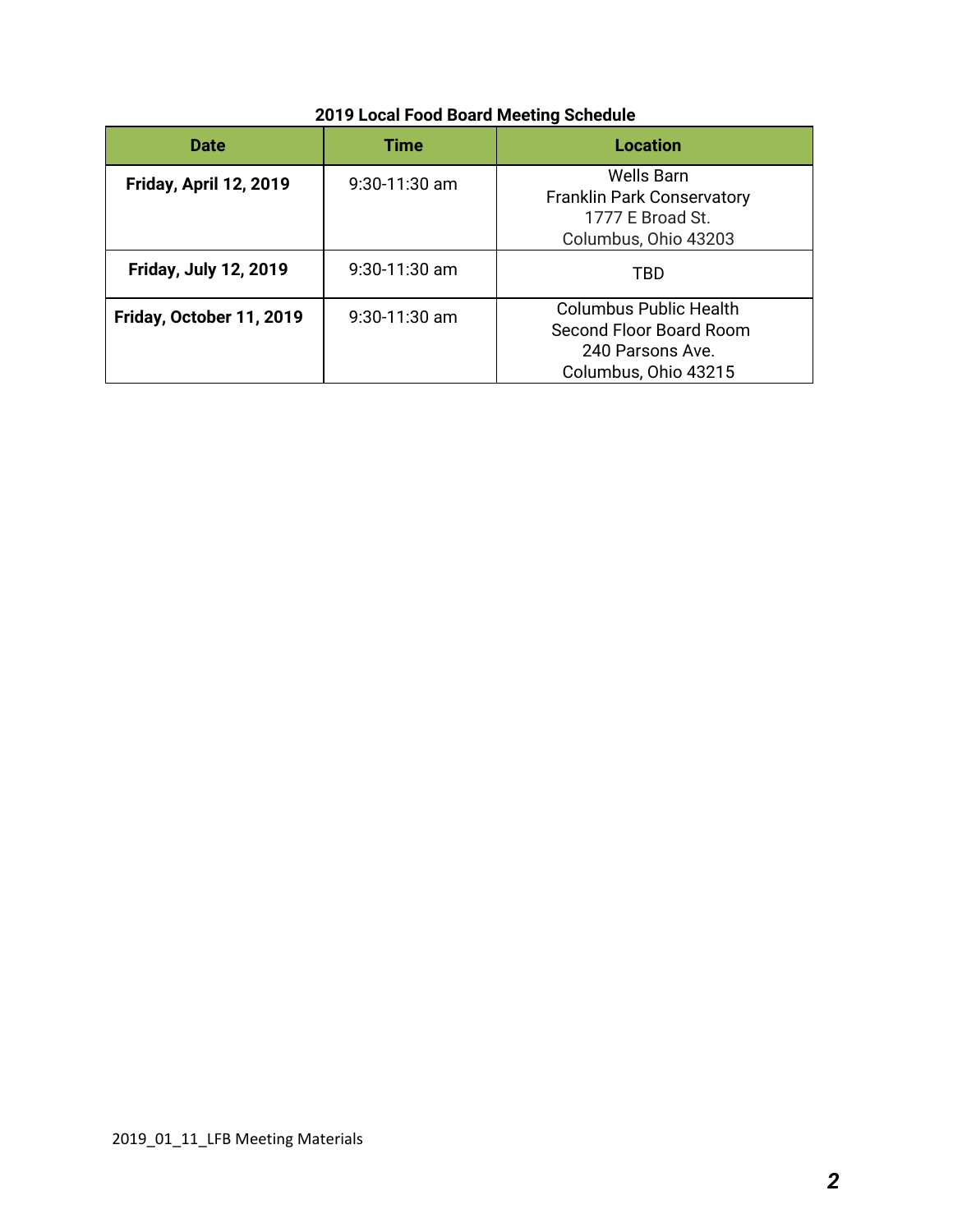**2019 Local Food Board Meeting Schedule**

| Date | Time | Location |
| --- | --- | --- |
| **Friday, April 12, 2019** | 9:30-11:30 am | Wells Barn<br>Franklin Park Conservatory<br>1777 E Broad St.<br>Columbus, Ohio 43203 |
| **Friday, July 12, 2019** | 9:30-11:30 am | TBD |
| **Friday, October 11, 2019** | 9:30-11:30 am | Columbus Public Health<br>Second Floor Board Room<br>240 Parsons Ave.<br>Columbus, Ohio 43215 |